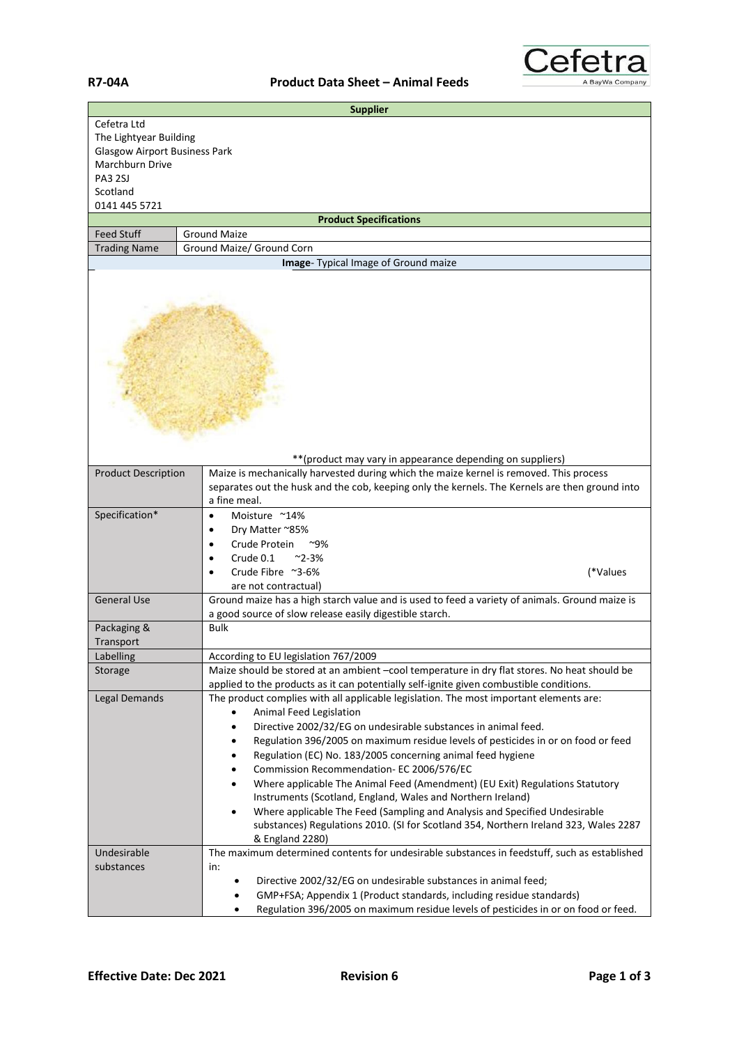# Product Data Sheet – Animal Feeds

R7-04A

| Supplier | |
|---|---|
| Cefetra Ltd<br>The Lightyear Building<br>Glasgow Airport Business Park<br>Marchburn Drive<br>PA3 2SJ<br>Scotland<br>0141 445 5721 | |
| **Product Specifications** | |
| Feed Stuff | Ground Maize |
| Trading Name | Ground Maize/ Ground Corn |
| **Image**- Typical Image of Ground maize | |
| **(product may vary in appearance depending on suppliers) | |
| Product Description | Maize is mechanically harvested during which the maize kernel is removed. This process separates out the husk and the cob, keeping only the kernels. The Kernels are then ground into a fine meal. |
| Specification* | • Moisture ~14%<br>• Dry Matter ~85%<br>• Crude Protein ~9%<br>• Crude 0.1 ~2-3%<br>• Crude Fibre ~3-6%<br>(*Values are not contractual) |
| General Use | Ground maize has a high starch value and is used to feed a variety of animals. Ground maize is a good source of slow release easily digestible starch. |
| Packaging & Transport | Bulk |
| Labelling | According to EU legislation 767/2009 |
| Storage | Maize should be stored at an ambient –cool temperature in dry flat stores. No heat should be applied to the products as it can potentially self-ignite given combustible conditions. |
| Legal Demands | The product complies with all applicable legislation. The most important elements are:<br>• Animal Feed Legislation<br>• Directive 2002/32/EG on undesirable substances in animal feed.<br>• Regulation 396/2005 on maximum residue levels of pesticides in or on food or feed<br>• Regulation (EC) No. 183/2005 concerning animal feed hygiene<br>• Commission Recommendation- EC 2006/576/EC<br>• Where applicable The Animal Feed (Amendment) (EU Exit) Regulations Statutory Instruments (Scotland, England, Wales and Northern Ireland)<br>• Where applicable The Feed (Sampling and Analysis and Specified Undesirable substances) Regulations 2010. (SI for Scotland 354, Northern Ireland 323, Wales 2287 & England 2280) |
| Undesirable substances | The maximum determined contents for undesirable substances in feedstuff, such as established in:<br>• Directive 2002/32/EG on undesirable substances in animal feed;<br>• GMP+FSA; Appendix 1 (Product standards, including residue standards)<br>• Regulation 396/2005 on maximum residue levels of pesticides in or on food or feed. |

**Effective Date: Dec 2021** **Revision 6**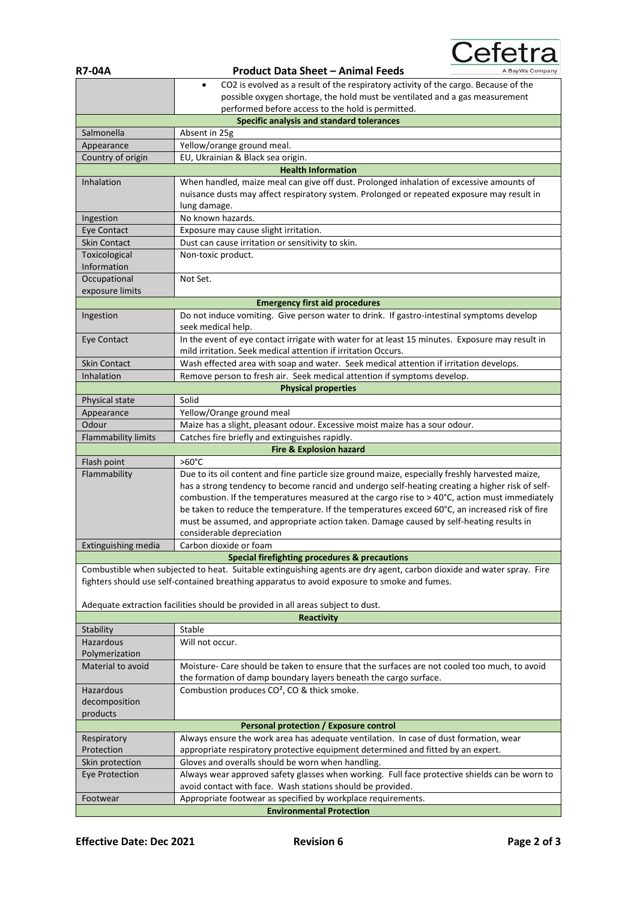| | |
|---|---|
| | • $CO_2$ is evolved as a result of the respiratory activity of the cargo. Because of the possible oxygen shortage, the hold must be ventilated and a gas measurement performed before access to the hold is permitted. |
| **Specific analysis and standard tolerances** | |
| Salmonella | Absent in 25g |
| Appearance | Yellow/orange ground meal. |
| Country of origin | EU, Ukrainian & Black sea origin. |
| **Health Information** | |
| Inhalation | When handled, maize meal can give off dust. Prolonged inhalation of excessive amounts of nuisance dusts may affect respiratory system. Prolonged or repeated exposure may result in lung damage. |
| Ingestion | No known hazards. |
| Eye Contact | Exposure may cause slight irritation. |
| Skin Contact | Dust can cause irritation or sensitivity to skin. |
| Toxicological Information | Non-toxic product. |
| Occupational exposure limits | Not Set. |
| **Emergency first aid procedures** | |
| Ingestion | Do not induce vomiting. Give person water to drink. If gastro-intestinal symptoms develop seek medical help. |
| Eye Contact | In the event of eye contact irrigate with water for at least 15 minutes. Exposure may result in mild irritation. Seek medical attention if irritation Occurs. |
| Skin Contact | Wash effected area with soap and water. Seek medical attention if irritation develops. |
| Inhalation | Remove person to fresh air. Seek medical attention if symptoms develop. |
| **Physical properties** | |
| Physical state | Solid |
| Appearance | Yellow/Orange ground meal |
| Odour | Maize has a slight, pleasant odour. Excessive moist maize has a sour odour. |
| Flammability limits | Catches fire briefly and extinguishes rapidly. |
| **Fire & Explosion hazard** | |
| Flash point | >60°C |
| Flammability | Due to its oil content and fine particle size ground maize, especially freshly harvested maize, has a strong tendency to become rancid and undergo self-heating creating a higher risk of self-combustion. If the temperatures measured at the cargo rise to > 40°C, action must immediately be taken to reduce the temperature. If the temperatures exceed 60°C, an increased risk of fire must be assumed, and appropriate action taken. Damage caused by self-heating results in considerable depreciation |
| Extinguishing media | Carbon dioxide or foam |
| **Special firefighting procedures & precautions** | |
| Combustible when subjected to heat. Suitable extinguishing agents are dry agent, carbon dioxide and water spray. Fire fighters should use self-contained breathing apparatus to avoid exposure to smoke and fumes.<br><br>Adequate extraction facilities should be provided in all areas subject to dust. | |
| **Reactivity** | |
| Stability | Stable |
| Hazardous Polymerization | Will not occur. |
| Material to avoid | Moisture- Care should be taken to ensure that the surfaces are not cooled too much, to avoid the formation of damp boundary layers beneath the cargo surface. |
| Hazardous decomposition products | Combustion produces $CO^2$, CO & thick smoke. |
| **Personal protection / Exposure control** | |
| Respiratory Protection | Always ensure the work area has adequate ventilation. In case of dust formation, wear appropriate respiratory protective equipment determined and fitted by an expert. |
| Skin protection | Gloves and overalls should be worn when handling. |
| Eye Protection | Always wear approved safety glasses when working. Full face protective shields can be worn to avoid contact with face. Wash stations should be provided. |
| Footwear | Appropriate footwear as specified by workplace requirements. |
| **Environmental Protection** | |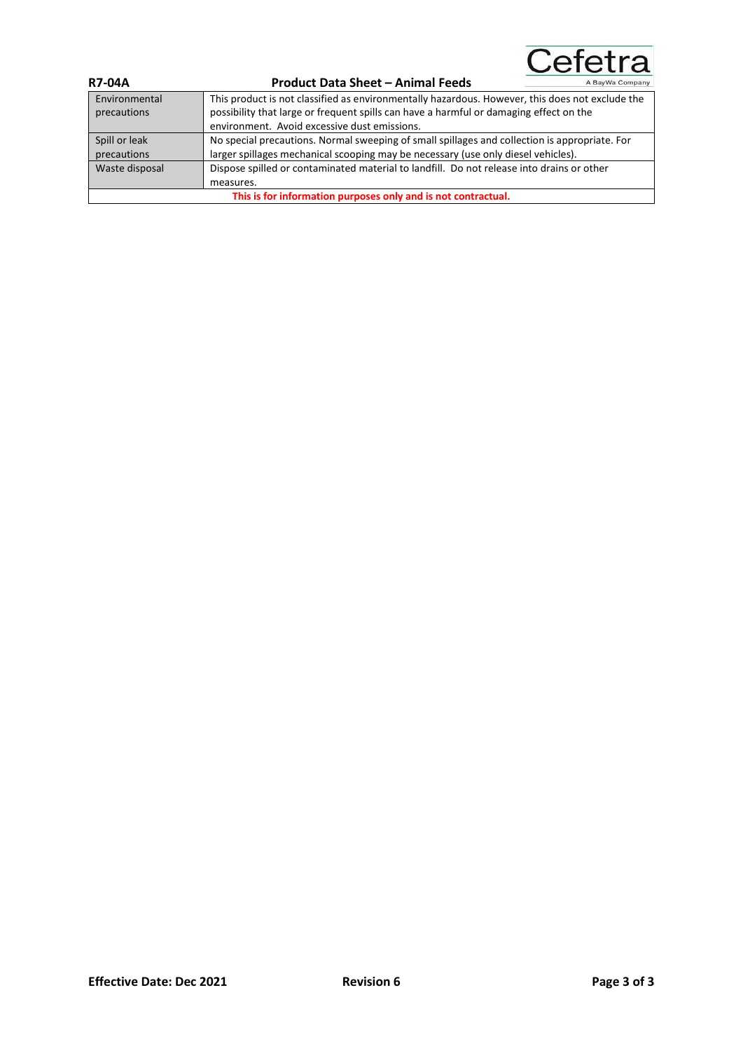| | |
|---|---|
| Environmental precautions | This product is not classified as environmentally hazardous. However, this does not exclude the possibility that large or frequent spills can have a harmful or damaging effect on the environment. Avoid excessive dust emissions. |
| Spill or leak precautions | No special precautions. Normal sweeping of small spillages and collection is appropriate. For larger spillages mechanical scooping may be necessary (use only diesel vehicles). |
| Waste disposal | Dispose spilled or contaminated material to landfill. Do not release into drains or other measures. |

**This is for information purposes only and is not contractual.**